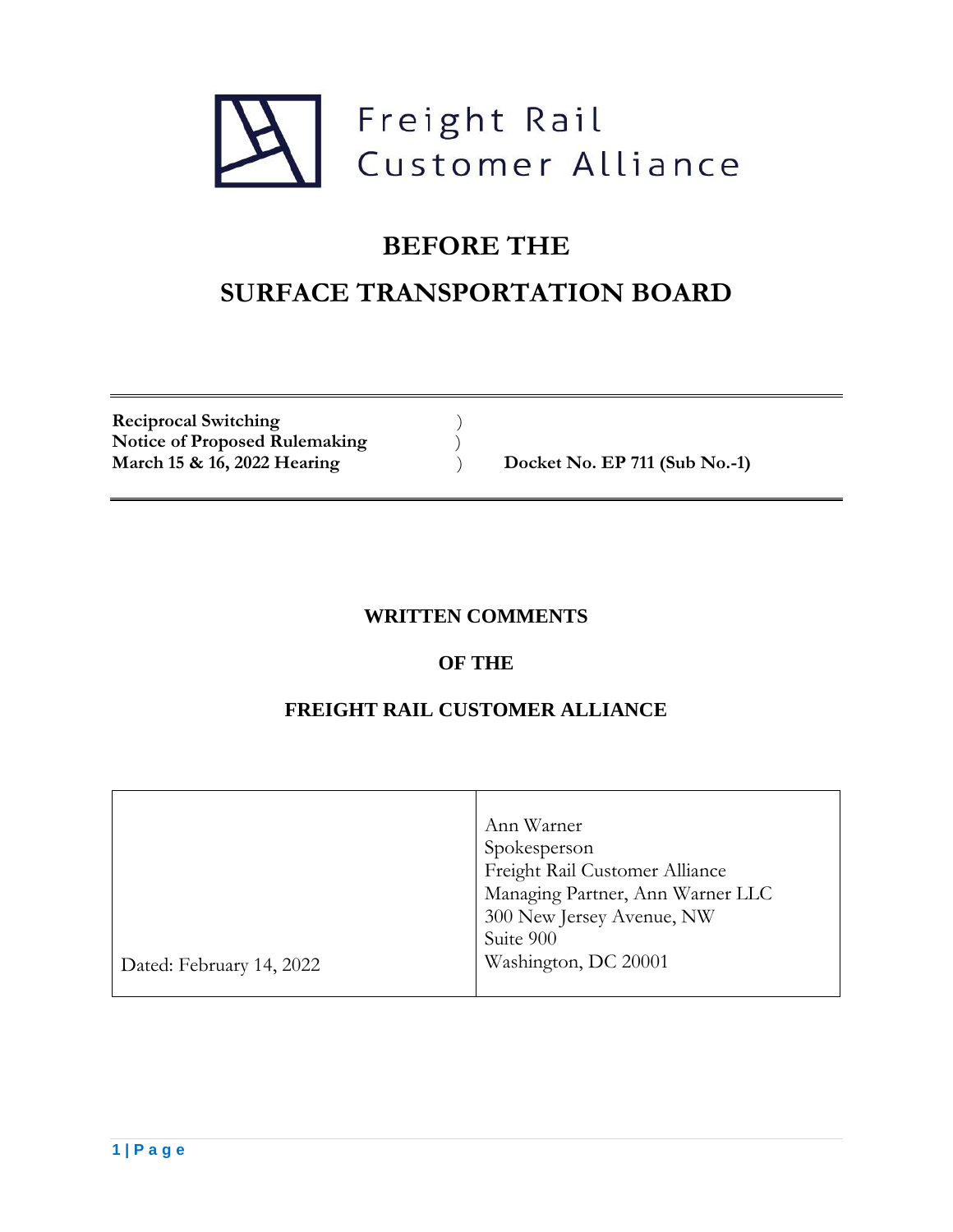Freight Rail Customer Alliance

# BEFORE THE

# SURFACE TRANSPORTATION BOARD

| | | |
|---|---|---|
| **Reciprocal Switching** | ) | |
| **Notice of Proposed Rulemaking** | ) | |
| **March 15 & 16, 2022 Hearing** | ) | **Docket No. EP 711 (Sub No.-1)** |

## WRITTEN COMMENTS

## OF THE

## FREIGHT RAIL CUSTOMER ALLIANCE

| | |
|---|---|
| Dated: February 14, 2022 | Ann Warner<br>Spokesperson<br>Freight Rail Customer Alliance<br>Managing Partner, Ann Warner LLC<br>300 New Jersey Avenue, NW<br>Suite 900<br>Washington, DC 20001 |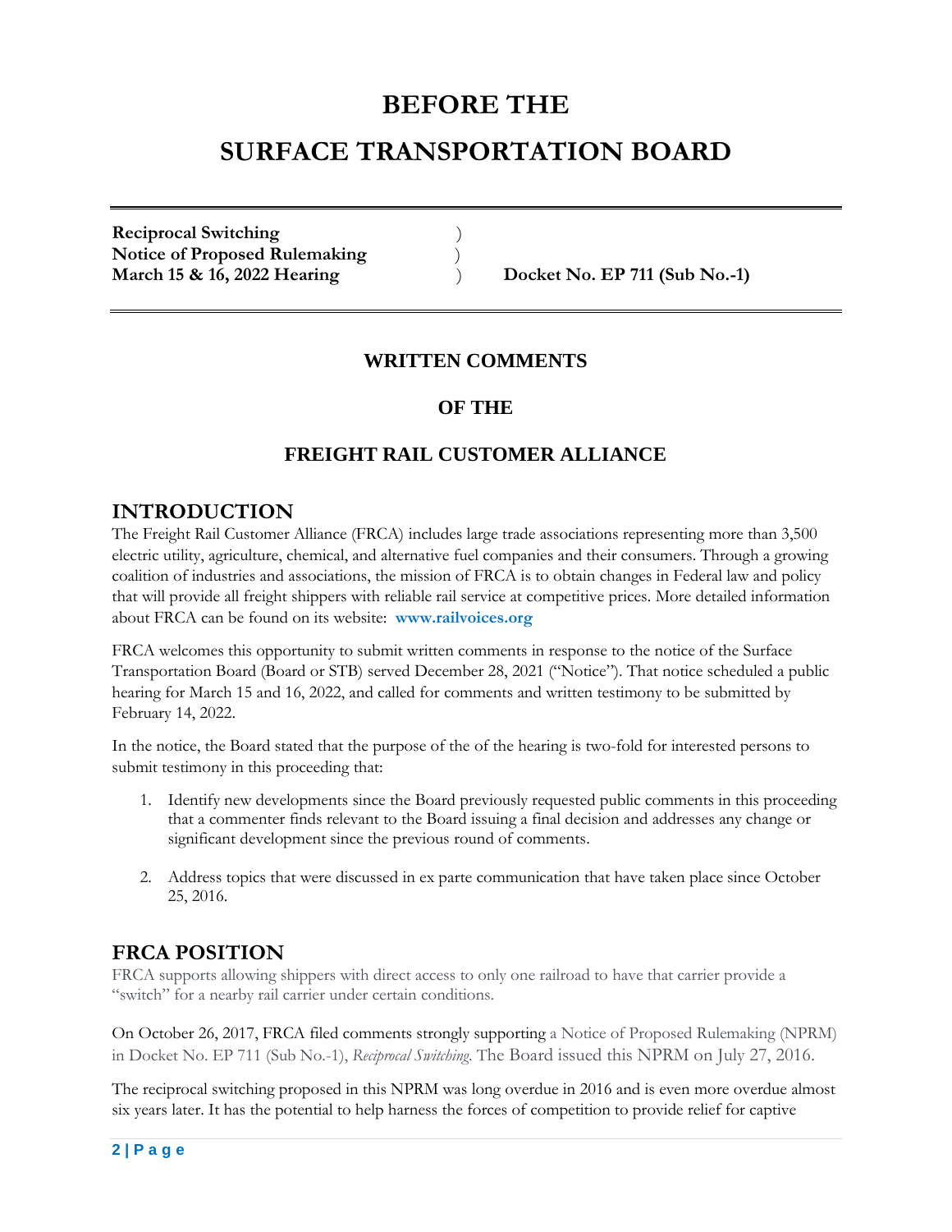# BEFORE THE

# SURFACE TRANSPORTATION BOARD

| | | |
|---|---|---|
| **Reciprocal Switching** | ) | |
| **Notice of Proposed Rulemaking** | ) | |
| **March 15 & 16, 2022 Hearing** | ) | **Docket No. EP 711 (Sub No.-1)** |

### WRITTEN COMMENTS

### OF THE

### FREIGHT RAIL CUSTOMER ALLIANCE

## INTRODUCTION

The Freight Rail Customer Alliance (FRCA) includes large trade associations representing more than 3,500 electric utility, agriculture, chemical, and alternative fuel companies and their consumers. Through a growing coalition of industries and associations, the mission of FRCA is to obtain changes in Federal law and policy that will provide all freight shippers with reliable rail service at competitive prices. More detailed information about FRCA can be found on its website: **www.railvoices.org**

FRCA welcomes this opportunity to submit written comments in response to the notice of the Surface Transportation Board (Board or STB) served December 28, 2021 ("Notice"). That notice scheduled a public hearing for March 15 and 16, 2022, and called for comments and written testimony to be submitted by February 14, 2022.

In the notice, the Board stated that the purpose of the of the hearing is two-fold for interested persons to submit testimony in this proceeding that:

1. Identify new developments since the Board previously requested public comments in this proceeding that a commenter finds relevant to the Board issuing a final decision and addresses any change or significant development since the previous round of comments.

2. Address topics that were discussed in ex parte communication that have taken place since October 25, 2016.

## FRCA POSITION

FRCA supports allowing shippers with direct access to only one railroad to have that carrier provide a "switch" for a nearby rail carrier under certain conditions.

On October 26, 2017, FRCA filed comments strongly supporting a Notice of Proposed Rulemaking (NPRM) in Docket No. EP 711 (Sub No.-1), *Reciprocal Switching*. The Board issued this NPRM on July 27, 2016.

The reciprocal switching proposed in this NPRM was long overdue in 2016 and is even more overdue almost six years later. It has the potential to help harness the forces of competition to provide relief for captive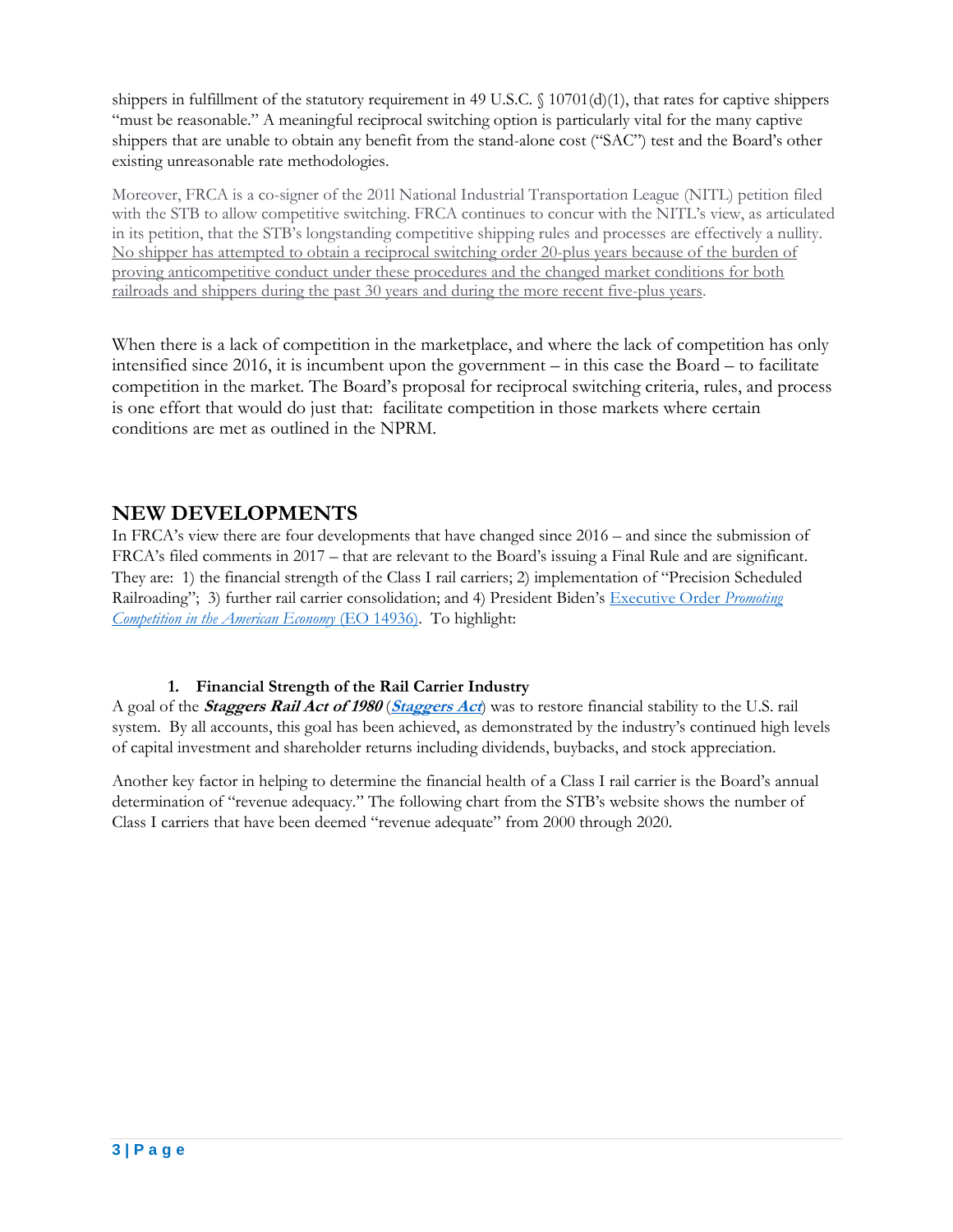shippers in fulfillment of the statutory requirement in 49 U.S.C. § 10701(d)(1), that rates for captive shippers "must be reasonable." A meaningful reciprocal switching option is particularly vital for the many captive shippers that are unable to obtain any benefit from the stand-alone cost ("SAC") test and the Board's other existing unreasonable rate methodologies.

Moreover, FRCA is a co-signer of the 2011 National Industrial Transportation League (NITL) petition filed with the STB to allow competitive switching. FRCA continues to concur with the NITL's view, as articulated in its petition, that the STB's longstanding competitive shipping rules and processes are effectively a nullity. No shipper has attempted to obtain a reciprocal switching order 20-plus years because of the burden of proving anticompetitive conduct under these procedures and the changed market conditions for both railroads and shippers during the past 30 years and during the more recent five-plus years.

When there is a lack of competition in the marketplace, and where the lack of competition has only intensified since 2016, it is incumbent upon the government – in this case the Board – to facilitate competition in the market. The Board's proposal for reciprocal switching criteria, rules, and process is one effort that would do just that: facilitate competition in those markets where certain conditions are met as outlined in the NPRM.

## NEW DEVELOPMENTS

In FRCA's view there are four developments that have changed since 2016 – and since the submission of FRCA's filed comments in 2017 – that are relevant to the Board's issuing a Final Rule and are significant. They are: 1) the financial strength of the Class I rail carriers; 2) implementation of "Precision Scheduled Railroading"; 3) further rail carrier consolidation; and 4) President Biden's Executive Order *Promoting Competition in the American Economy* (EO 14936). To highlight:

### 1. Financial Strength of the Rail Carrier Industry

A goal of the ***Staggers Rail Act of 1980*** (***Staggers Act***) was to restore financial stability to the U.S. rail system. By all accounts, this goal has been achieved, as demonstrated by the industry's continued high levels of capital investment and shareholder returns including dividends, buybacks, and stock appreciation.

Another key factor in helping to determine the financial health of a Class I rail carrier is the Board's annual determination of "revenue adequacy." The following chart from the STB's website shows the number of Class I carriers that have been deemed "revenue adequate" from 2000 through 2020.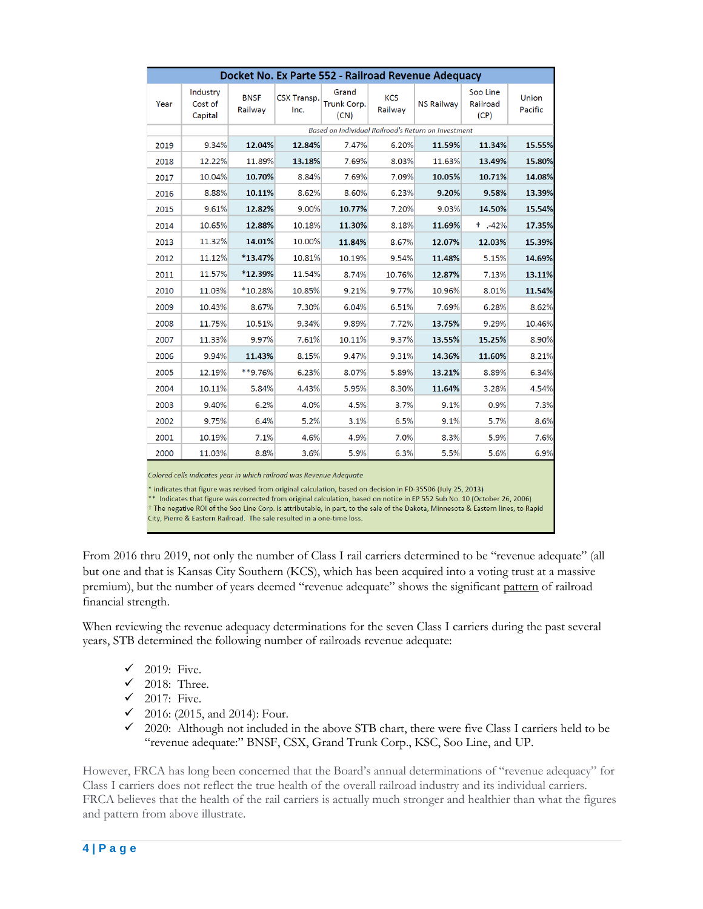| Docket No. Ex Parte 552 - Railroad Revenue Adequacy | | | | | | | | |
|---|---|---|---|---|---|---|---|---|
| Year | Industry Cost of Capital | BNSF Railway | CSX Transp. Inc. | Grand Trunk Corp. (CN) | KCS Railway | NS Railway | Soo Line Railroad (CP) | Union Pacific |
| | | *Based on Individual Railroad's Return on Investment* | | | | | | |
| 2019 | 9.34% | **12.04%** | **12.84%** | 7.47% | 6.20% | **11.59%** | **11.34%** | **15.55%** |
| 2018 | 12.22% | 11.89% | **13.18%** | 7.69% | 8.03% | 11.63% | **13.49%** | **15.80%** |
| 2017 | 10.04% | **10.70%** | 8.84% | 7.69% | 7.09% | **10.05%** | **10.71%** | **14.08%** |
| 2016 | 8.88% | **10.11%** | 8.62% | 8.60% | 6.23% | **9.20%** | **9.58%** | **13.39%** |
| 2015 | 9.61% | **12.82%** | 9.00% | **10.77%** | 7.20% | 9.03% | **14.50%** | **15.54%** |
| 2014 | 10.65% | **12.88%** | 10.18% | **11.30%** | 8.18% | **11.69%** | † -.42% | **17.35%** |
| 2013 | 11.32% | **14.01%** | 10.00% | **11.84%** | 8.67% | **12.07%** | **12.03%** | **15.39%** |
| 2012 | 11.12% | ***13.47%** | 10.81% | 10.19% | 9.54% | **11.48%** | 5.15% | **14.69%** |
| 2011 | 11.57% | ***12.39%** | 11.54% | 8.74% | 10.76% | **12.87%** | 7.13% | **13.11%** |
| 2010 | 11.03% | *10.28% | 10.85% | 9.21% | 9.77% | 10.96% | 8.01% | **11.54%** |
| 2009 | 10.43% | 8.67% | 7.30% | 6.04% | 6.51% | 7.69% | 6.28% | 8.62% |
| 2008 | 11.75% | 10.51% | 9.34% | 9.89% | 7.72% | **13.75%** | 9.29% | 10.46% |
| 2007 | 11.33% | 9.97% | 7.61% | 10.11% | 9.37% | **13.55%** | **15.25%** | 8.90% |
| 2006 | 9.94% | **11.43%** | 8.15% | 9.47% | 9.31% | **14.36%** | **11.60%** | 8.21% |
| 2005 | 12.19% | **9.76% | 6.23% | 8.07% | 5.89% | **13.21%** | 8.89% | 6.34% |
| 2004 | 10.11% | 5.84% | 4.43% | 5.95% | 8.30% | **11.64%** | 3.28% | 4.54% |
| 2003 | 9.40% | 6.2% | 4.0% | 4.5% | 3.7% | 9.1% | 0.9% | 7.3% |
| 2002 | 9.75% | 6.4% | 5.2% | 3.1% | 6.5% | 9.1% | 5.7% | 8.6% |
| 2001 | 10.19% | 7.1% | 4.6% | 4.9% | 7.0% | 8.3% | 5.9% | 7.6% |
| 2000 | 11.03% | 8.8% | 3.6% | 5.9% | 6.3% | 5.5% | 5.6% | 6.9% |

*Colored cells indicates year in which railroad was Revenue Adequate*

\* indicates that figure was revised from original calculation, based on decision in FD-35506 (July 25, 2013)
\** Indicates that figure was corrected from original calculation, based on notice in EP 552 Sub No. 10 (October 26, 2006)
† The negative ROI of the Soo Line Corp. is attributable, in part, to the sale of the Dakota, Minnesota & Eastern lines, to Rapid City, Pierre & Eastern Railroad. The sale resulted in a one-time loss.

From 2016 thru 2019, not only the number of Class I rail carriers determined to be "revenue adequate" (all but one and that is Kansas City Southern (KCS), which has been acquired into a voting trust at a massive premium), but the number of years deemed "revenue adequate" shows the significant pattern of railroad financial strength.

When reviewing the revenue adequacy determinations for the seven Class I carriers during the past several years, STB determined the following number of railroads revenue adequate:

- ✓ 2019: Five.
- ✓ 2018: Three.
- ✓ 2017: Five.
- ✓ 2016: (2015, and 2014): Four.
- ✓ 2020: Although not included in the above STB chart, there were five Class I carriers held to be "revenue adequate:" BNSF, CSX, Grand Trunk Corp., KSC, Soo Line, and UP.

However, FRCA has long been concerned that the Board's annual determinations of "revenue adequacy" for Class I carriers does not reflect the true health of the overall railroad industry and its individual carriers. FRCA believes that the health of the rail carriers is actually much stronger and healthier than what the figures and pattern from above illustrate.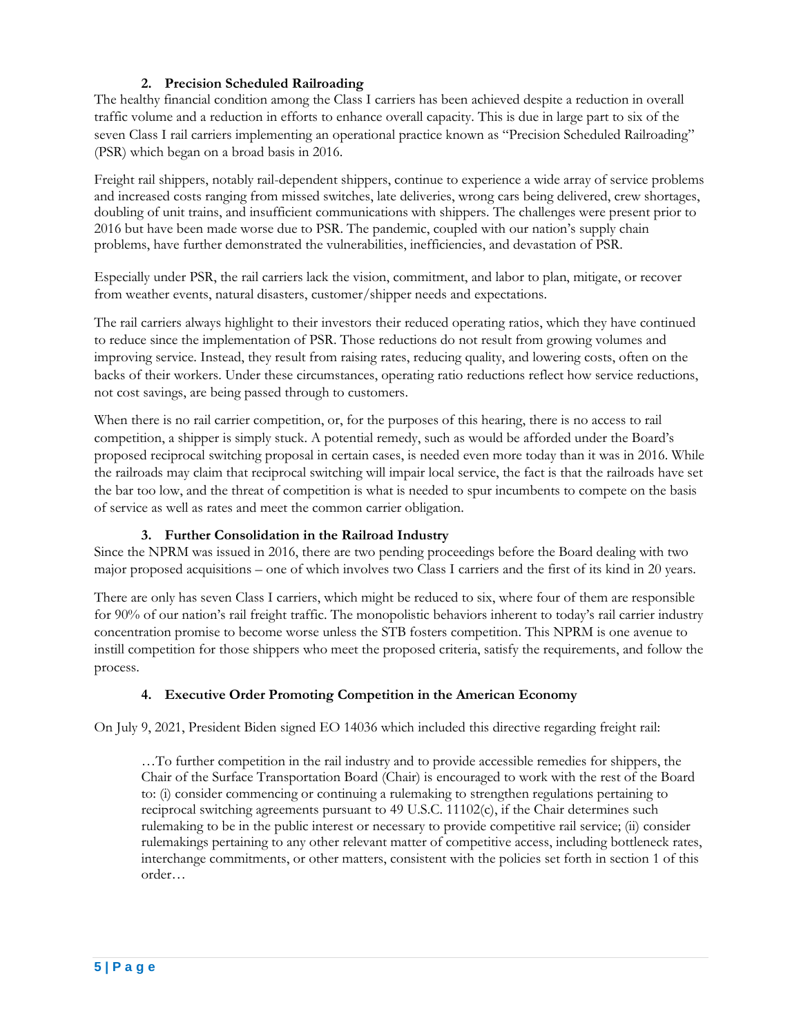### 2. Precision Scheduled Railroading

The healthy financial condition among the Class I carriers has been achieved despite a reduction in overall traffic volume and a reduction in efforts to enhance overall capacity. This is due in large part to six of the seven Class I rail carriers implementing an operational practice known as "Precision Scheduled Railroading" (PSR) which began on a broad basis in 2016.

Freight rail shippers, notably rail-dependent shippers, continue to experience a wide array of service problems and increased costs ranging from missed switches, late deliveries, wrong cars being delivered, crew shortages, doubling of unit trains, and insufficient communications with shippers. The challenges were present prior to 2016 but have been made worse due to PSR. The pandemic, coupled with our nation's supply chain problems, have further demonstrated the vulnerabilities, inefficiencies, and devastation of PSR.

Especially under PSR, the rail carriers lack the vision, commitment, and labor to plan, mitigate, or recover from weather events, natural disasters, customer/shipper needs and expectations.

The rail carriers always highlight to their investors their reduced operating ratios, which they have continued to reduce since the implementation of PSR. Those reductions do not result from growing volumes and improving service. Instead, they result from raising rates, reducing quality, and lowering costs, often on the backs of their workers. Under these circumstances, operating ratio reductions reflect how service reductions, not cost savings, are being passed through to customers.

When there is no rail carrier competition, or, for the purposes of this hearing, there is no access to rail competition, a shipper is simply stuck. A potential remedy, such as would be afforded under the Board's proposed reciprocal switching proposal in certain cases, is needed even more today than it was in 2016. While the railroads may claim that reciprocal switching will impair local service, the fact is that the railroads have set the bar too low, and the threat of competition is what is needed to spur incumbents to compete on the basis of service as well as rates and meet the common carrier obligation.

### 3. Further Consolidation in the Railroad Industry

Since the NPRM was issued in 2016, there are two pending proceedings before the Board dealing with two major proposed acquisitions – one of which involves two Class I carriers and the first of its kind in 20 years.

There are only has seven Class I carriers, which might be reduced to six, where four of them are responsible for 90% of our nation's rail freight traffic. The monopolistic behaviors inherent to today's rail carrier industry concentration promise to become worse unless the STB fosters competition. This NPRM is one avenue to instill competition for those shippers who meet the proposed criteria, satisfy the requirements, and follow the process.

### 4. Executive Order Promoting Competition in the American Economy

On July 9, 2021, President Biden signed EO 14036 which included this directive regarding freight rail:

> …To further competition in the rail industry and to provide accessible remedies for shippers, the Chair of the Surface Transportation Board (Chair) is encouraged to work with the rest of the Board to: (i) consider commencing or continuing a rulemaking to strengthen regulations pertaining to reciprocal switching agreements pursuant to 49 U.S.C. 11102(c), if the Chair determines such rulemaking to be in the public interest or necessary to provide competitive rail service; (ii) consider rulemakings pertaining to any other relevant matter of competitive access, including bottleneck rates, interchange commitments, or other matters, consistent with the policies set forth in section 1 of this order…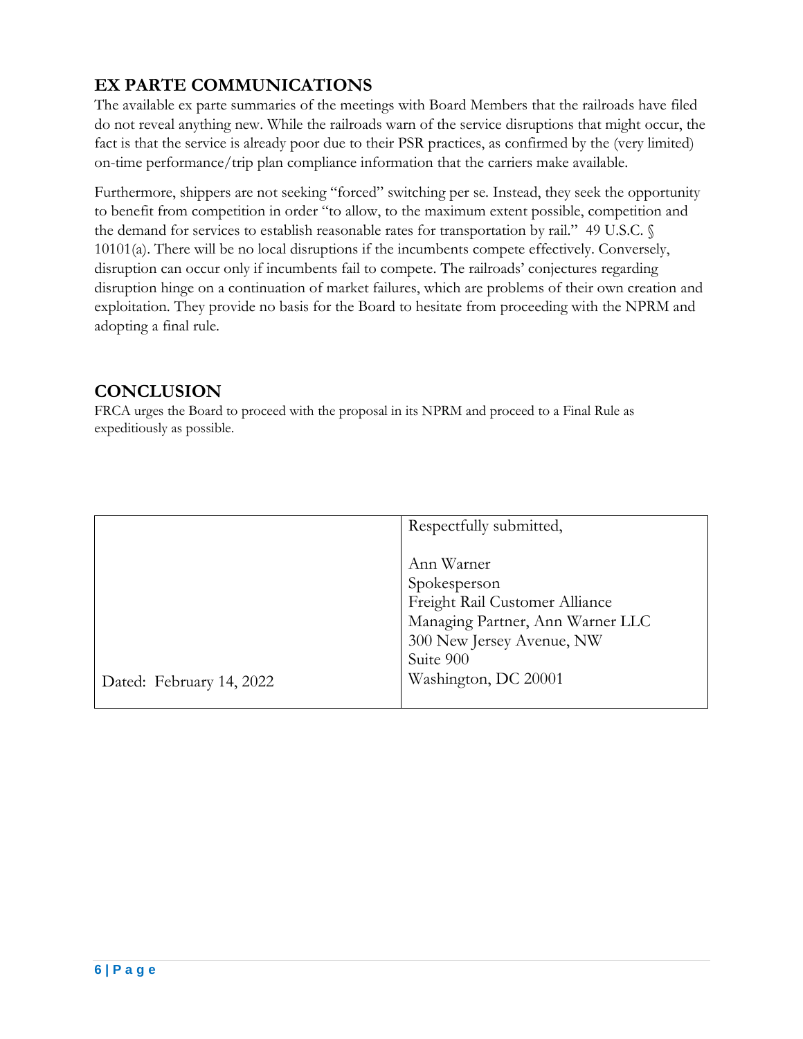## EX PARTE COMMUNICATIONS

The available ex parte summaries of the meetings with Board Members that the railroads have filed do not reveal anything new. While the railroads warn of the service disruptions that might occur, the fact is that the service is already poor due to their PSR practices, as confirmed by the (very limited) on-time performance/trip plan compliance information that the carriers make available.

Furthermore, shippers are not seeking "forced" switching per se. Instead, they seek the opportunity to benefit from competition in order "to allow, to the maximum extent possible, competition and the demand for services to establish reasonable rates for transportation by rail." 49 U.S.C. § 10101(a). There will be no local disruptions if the incumbents compete effectively. Conversely, disruption can occur only if incumbents fail to compete. The railroads' conjectures regarding disruption hinge on a continuation of market failures, which are problems of their own creation and exploitation. They provide no basis for the Board to hesitate from proceeding with the NPRM and adopting a final rule.

## CONCLUSION

FRCA urges the Board to proceed with the proposal in its NPRM and proceed to a Final Rule as expeditiously as possible.

| | |
|---|---|
| Dated: February 14, 2022 | Respectfully submitted,<br><br>Ann Warner<br>Spokesperson<br>Freight Rail Customer Alliance<br>Managing Partner, Ann Warner LLC<br>300 New Jersey Avenue, NW<br>Suite 900<br>Washington, DC 20001 |